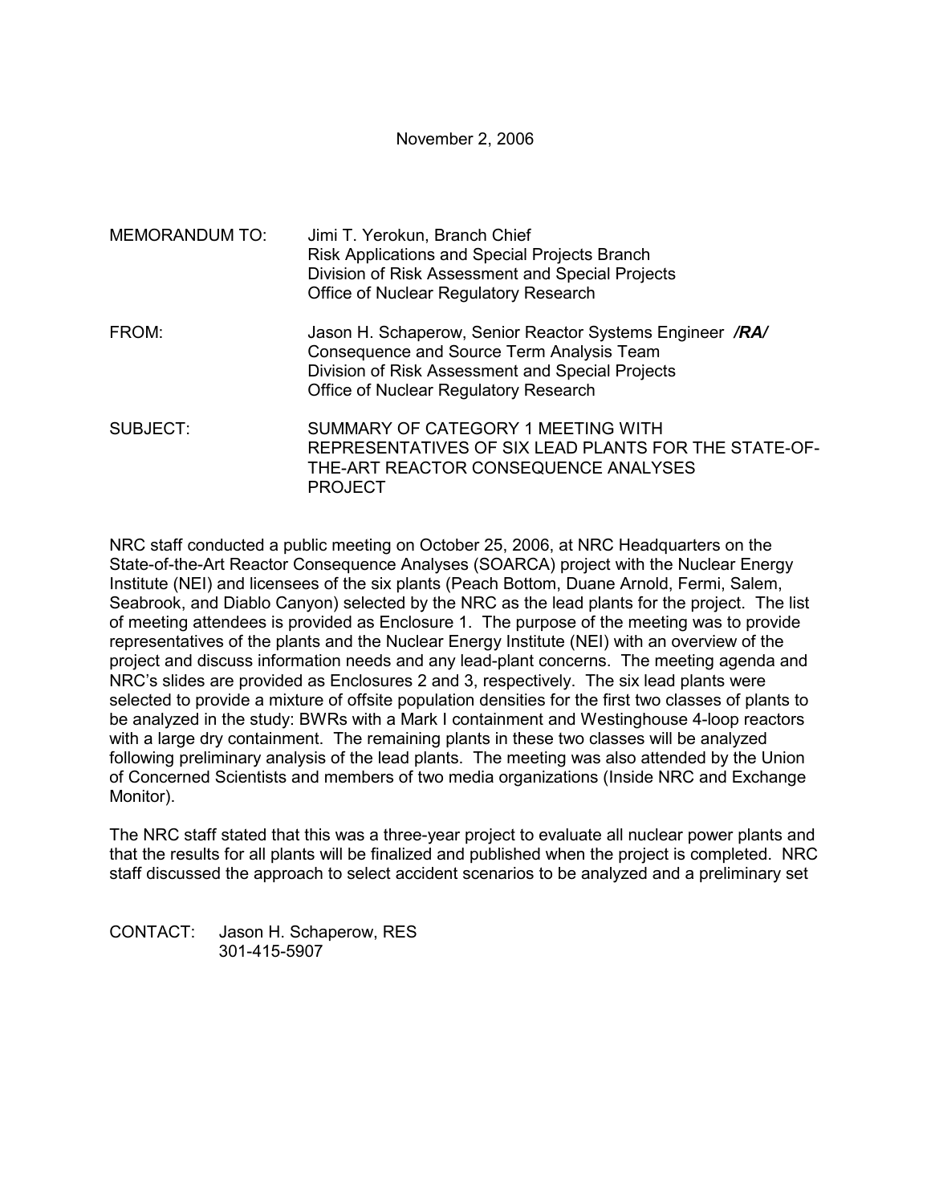November 2, 2006

MEMORANDUM TO: Jimi T. Yerokun, Branch Chief
Risk Applications and Special Projects Branch
Division of Risk Assessment and Special Projects
Office of Nuclear Regulatory Research

FROM: Jason H. Schaperow, Senior Reactor Systems Engineer ***/RA/***
Consequence and Source Term Analysis Team
Division of Risk Assessment and Special Projects
Office of Nuclear Regulatory Research

SUBJECT: SUMMARY OF CATEGORY 1 MEETING WITH REPRESENTATIVES OF SIX LEAD PLANTS FOR THE STATE-OF-THE-ART REACTOR CONSEQUENCE ANALYSES PROJECT

NRC staff conducted a public meeting on October 25, 2006, at NRC Headquarters on the State-of-the-Art Reactor Consequence Analyses (SOARCA) project with the Nuclear Energy Institute (NEI) and licensees of the six plants (Peach Bottom, Duane Arnold, Fermi, Salem, Seabrook, and Diablo Canyon) selected by the NRC as the lead plants for the project. The list of meeting attendees is provided as Enclosure 1. The purpose of the meeting was to provide representatives of the plants and the Nuclear Energy Institute (NEI) with an overview of the project and discuss information needs and any lead-plant concerns. The meeting agenda and NRC's slides are provided as Enclosures 2 and 3, respectively. The six lead plants were selected to provide a mixture of offsite population densities for the first two classes of plants to be analyzed in the study: BWRs with a Mark I containment and Westinghouse 4-loop reactors with a large dry containment. The remaining plants in these two classes will be analyzed following preliminary analysis of the lead plants. The meeting was also attended by the Union of Concerned Scientists and members of two media organizations (Inside NRC and Exchange Monitor).

The NRC staff stated that this was a three-year project to evaluate all nuclear power plants and that the results for all plants will be finalized and published when the project is completed. NRC staff discussed the approach to select accident scenarios to be analyzed and a preliminary set

CONTACT: Jason H. Schaperow, RES
301-415-5907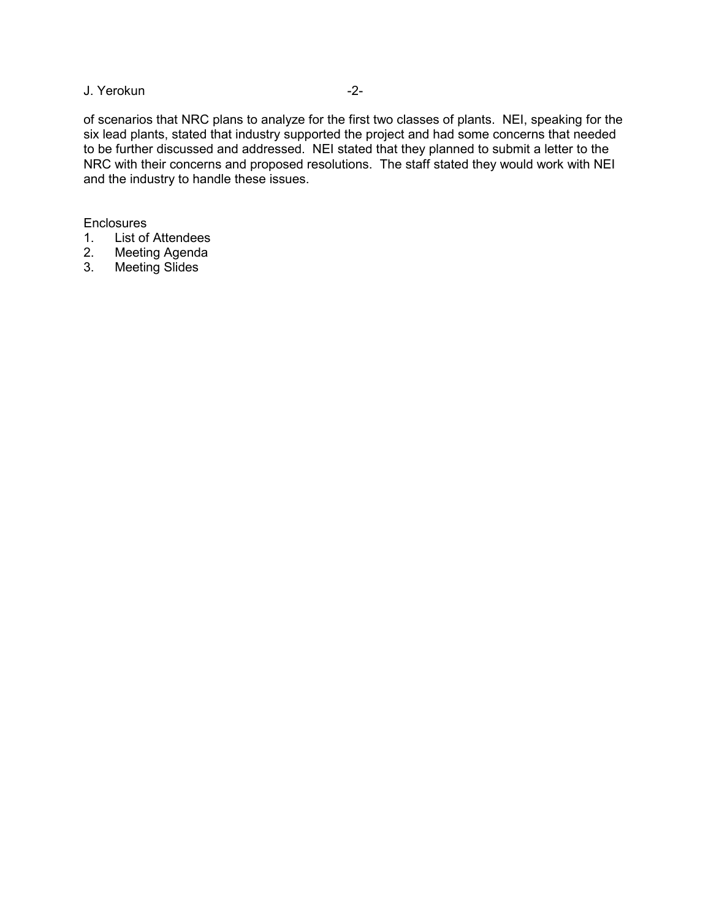of scenarios that NRC plans to analyze for the first two classes of plants. NEI, speaking for the six lead plants, stated that industry supported the project and had some concerns that needed to be further discussed and addressed. NEI stated that they planned to submit a letter to the NRC with their concerns and proposed resolutions. The staff stated they would work with NEI and the industry to handle these issues.

Enclosures
1. List of Attendees
2. Meeting Agenda
3. Meeting Slides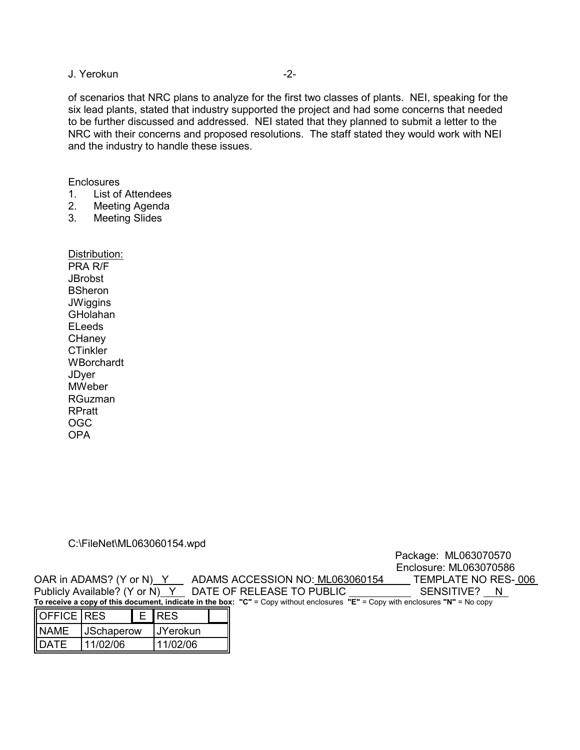of scenarios that NRC plans to analyze for the first two classes of plants. NEI, speaking for the six lead plants, stated that industry supported the project and had some concerns that needed to be further discussed and addressed. NEI stated that they planned to submit a letter to the NRC with their concerns and proposed resolutions. The staff stated they would work with NEI and the industry to handle these issues.

Enclosures
1. List of Attendees
2. Meeting Agenda
3. Meeting Slides

Distribution:
PRA R/F
JBrobst
BSheron
JWiggins
GHolahan
ELeeds
CHaney
CTinkler
WBorchardt
JDyer
MWeber
RGuzman
RPratt
OGC
OPA

C:\FileNet\ML063060154.wpd

Package: ML063070570
Enclosure: ML063070586

OAR in ADAMS? (Y or N) Y ADAMS ACCESSION NO: ML063060154 TEMPLATE NO RES- 006
Publicly Available? (Y or N) Y DATE OF RELEASE TO PUBLIC ____________ SENSITIVE? N

**To receive a copy of this document, indicate in the box: "C"** = Copy without enclosures **"E"** = Copy with enclosures **"N"** = No copy

| OFFICE | RES | E | RES | |
|---|---|---|---|---|
| NAME | JSchaperow | | JYerokun | |
| DATE | 11/02/06 | | 11/02/06 | |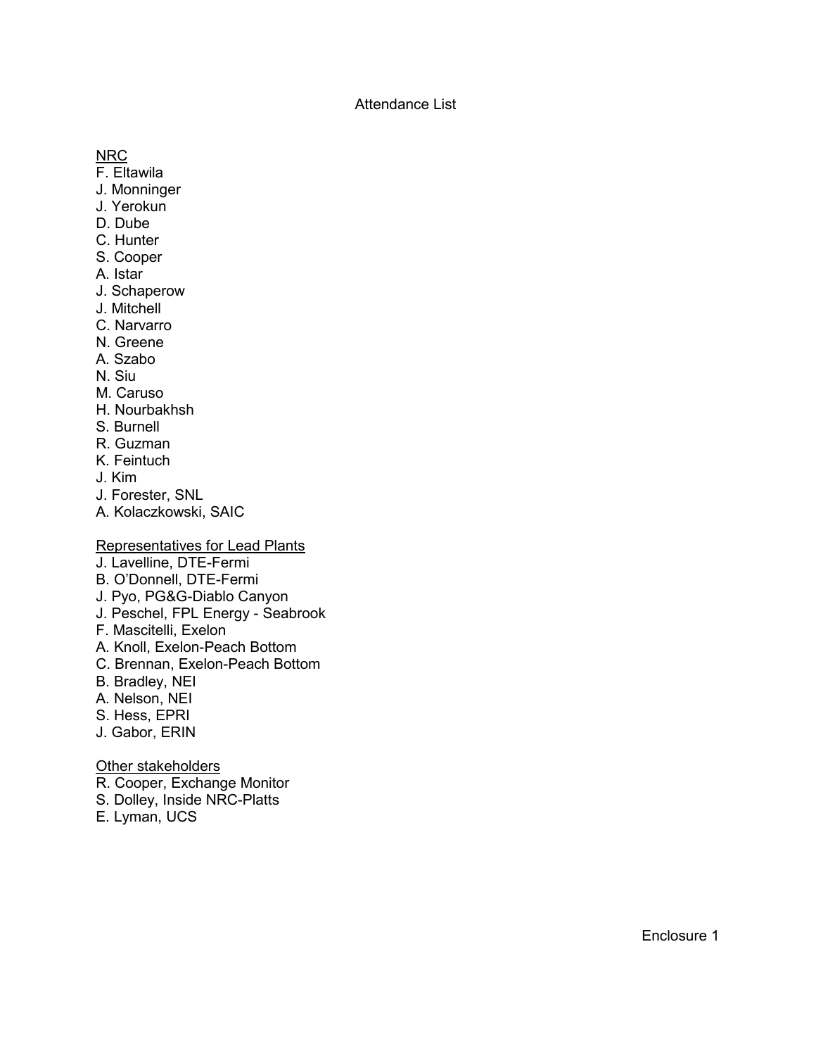# Attendance List

<u>NRC</u>

F. Eltawila
J. Monninger
J. Yerokun
D. Dube
C. Hunter
S. Cooper
A. Istar
J. Schaperow
J. Mitchell
C. Narvarro
N. Greene
A. Szabo
N. Siu
M. Caruso
H. Nourbakhsh
S. Burnell
R. Guzman
K. Feintuch
J. Kim
J. Forester, SNL
A. Kolaczkowski, SAIC

<u>Representatives for Lead Plants</u>

J. Lavelline, DTE-Fermi
B. O'Donnell, DTE-Fermi
J. Pyo, PG&G-Diablo Canyon
J. Peschel, FPL Energy - Seabrook
F. Mascitelli, Exelon
A. Knoll, Exelon-Peach Bottom
C. Brennan, Exelon-Peach Bottom
B. Bradley, NEI
A. Nelson, NEI
S. Hess, EPRI
J. Gabor, ERIN

<u>Other stakeholders</u>

R. Cooper, Exchange Monitor
S. Dolley, Inside NRC-Platts
E. Lyman, UCS

Enclosure 1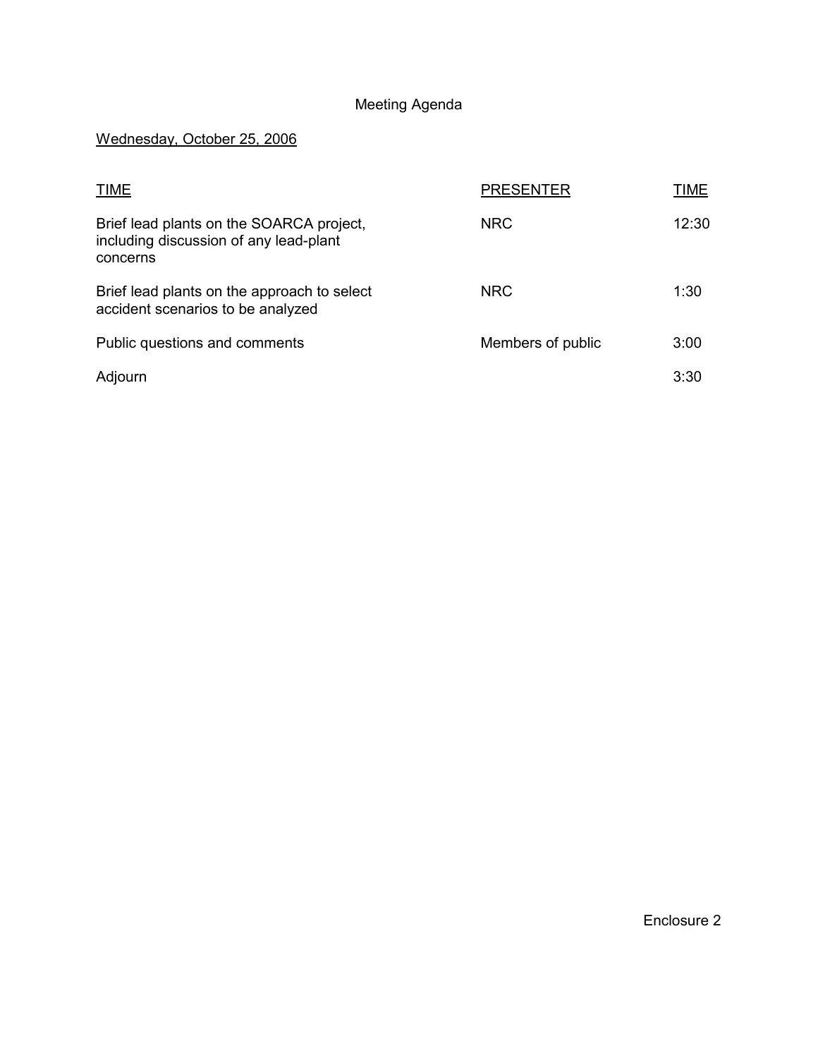# Meeting Agenda

<u>Wednesday, October 25, 2006</u>

| TIME | PRESENTER | TIME |
|---|---|---|
| Brief lead plants on the SOARCA project, including discussion of any lead-plant concerns | NRC | 12:30 |
| Brief lead plants on the approach to select accident scenarios to be analyzed | NRC | 1:30 |
| Public questions and comments | Members of public | 3:00 |
| Adjourn | | 3:30 |

Enclosure 2